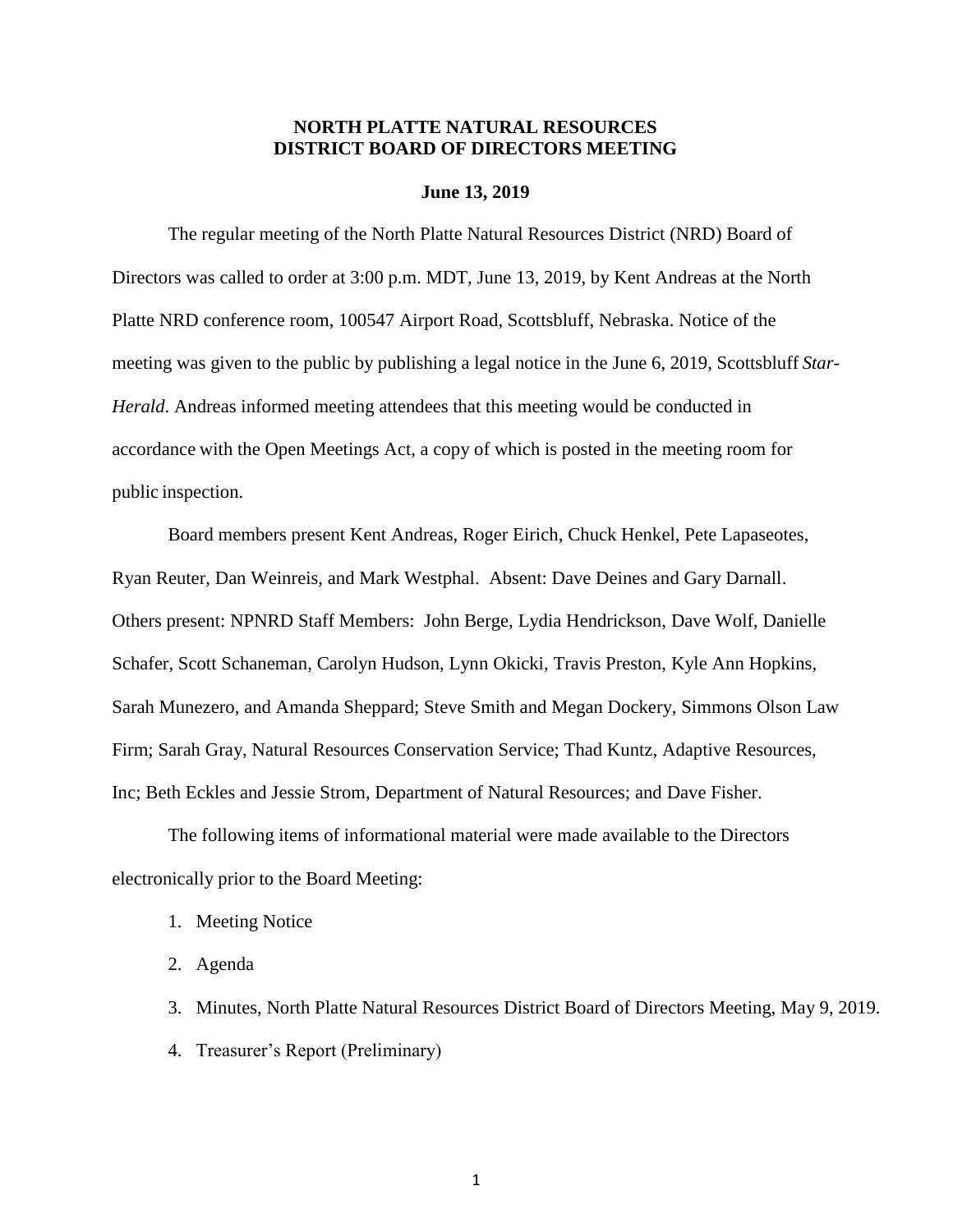# NORTH PLATTE NATURAL RESOURCES DISTRICT BOARD OF DIRECTORS MEETING

**June 13, 2019**

The regular meeting of the North Platte Natural Resources District (NRD) Board of Directors was called to order at 3:00 p.m. MDT, June 13, 2019, by Kent Andreas at the North Platte NRD conference room, 100547 Airport Road, Scottsbluff, Nebraska. Notice of the meeting was given to the public by publishing a legal notice in the June 6, 2019, Scottsbluff *Star-Herald*. Andreas informed meeting attendees that this meeting would be conducted in accordance with the Open Meetings Act, a copy of which is posted in the meeting room for public inspection.

Board members present Kent Andreas, Roger Eirich, Chuck Henkel, Pete Lapaseotes, Ryan Reuter, Dan Weinreis, and Mark Westphal. Absent: Dave Deines and Gary Darnall. Others present: NPNRD Staff Members: John Berge, Lydia Hendrickson, Dave Wolf, Danielle Schafer, Scott Schaneman, Carolyn Hudson, Lynn Okicki, Travis Preston, Kyle Ann Hopkins, Sarah Munezero, and Amanda Sheppard; Steve Smith and Megan Dockery, Simmons Olson Law Firm; Sarah Gray, Natural Resources Conservation Service; Thad Kuntz, Adaptive Resources, Inc; Beth Eckles and Jessie Strom, Department of Natural Resources; and Dave Fisher.

The following items of informational material were made available to the Directors electronically prior to the Board Meeting:

1. Meeting Notice
2. Agenda
3. Minutes, North Platte Natural Resources District Board of Directors Meeting, May 9, 2019.
4. Treasurer's Report (Preliminary)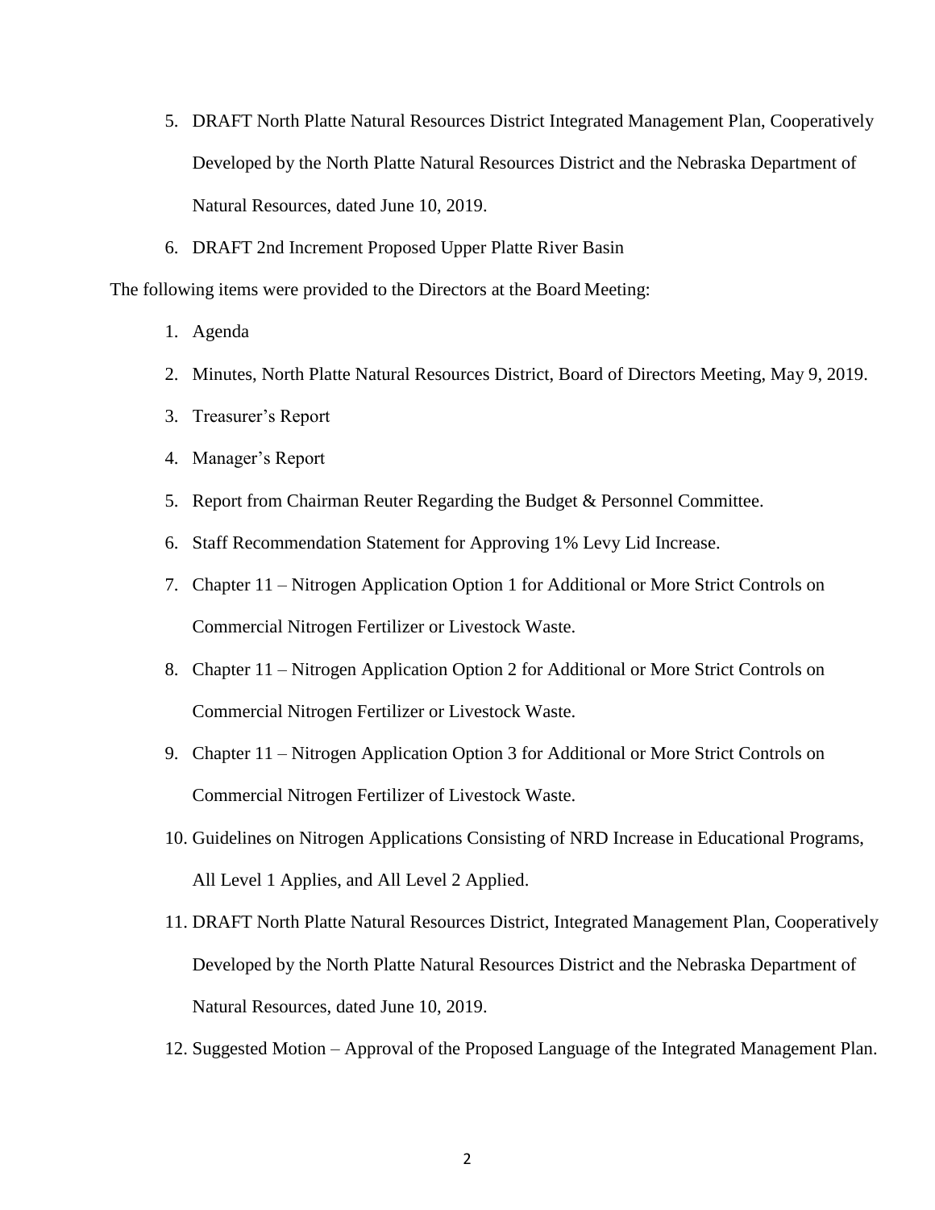5. DRAFT North Platte Natural Resources District Integrated Management Plan, Cooperatively Developed by the North Platte Natural Resources District and the Nebraska Department of Natural Resources, dated June 10, 2019.
6. DRAFT 2nd Increment Proposed Upper Platte River Basin

The following items were provided to the Directors at the Board Meeting:

1. Agenda
2. Minutes, North Platte Natural Resources District, Board of Directors Meeting, May 9, 2019.
3. Treasurer's Report
4. Manager's Report
5. Report from Chairman Reuter Regarding the Budget & Personnel Committee.
6. Staff Recommendation Statement for Approving 1% Levy Lid Increase.
7. Chapter 11 – Nitrogen Application Option 1 for Additional or More Strict Controls on Commercial Nitrogen Fertilizer or Livestock Waste.
8. Chapter 11 – Nitrogen Application Option 2 for Additional or More Strict Controls on Commercial Nitrogen Fertilizer or Livestock Waste.
9. Chapter 11 – Nitrogen Application Option 3 for Additional or More Strict Controls on Commercial Nitrogen Fertilizer of Livestock Waste.
10. Guidelines on Nitrogen Applications Consisting of NRD Increase in Educational Programs, All Level 1 Applies, and All Level 2 Applied.
11. DRAFT North Platte Natural Resources District, Integrated Management Plan, Cooperatively Developed by the North Platte Natural Resources District and the Nebraska Department of Natural Resources, dated June 10, 2019.
12. Suggested Motion – Approval of the Proposed Language of the Integrated Management Plan.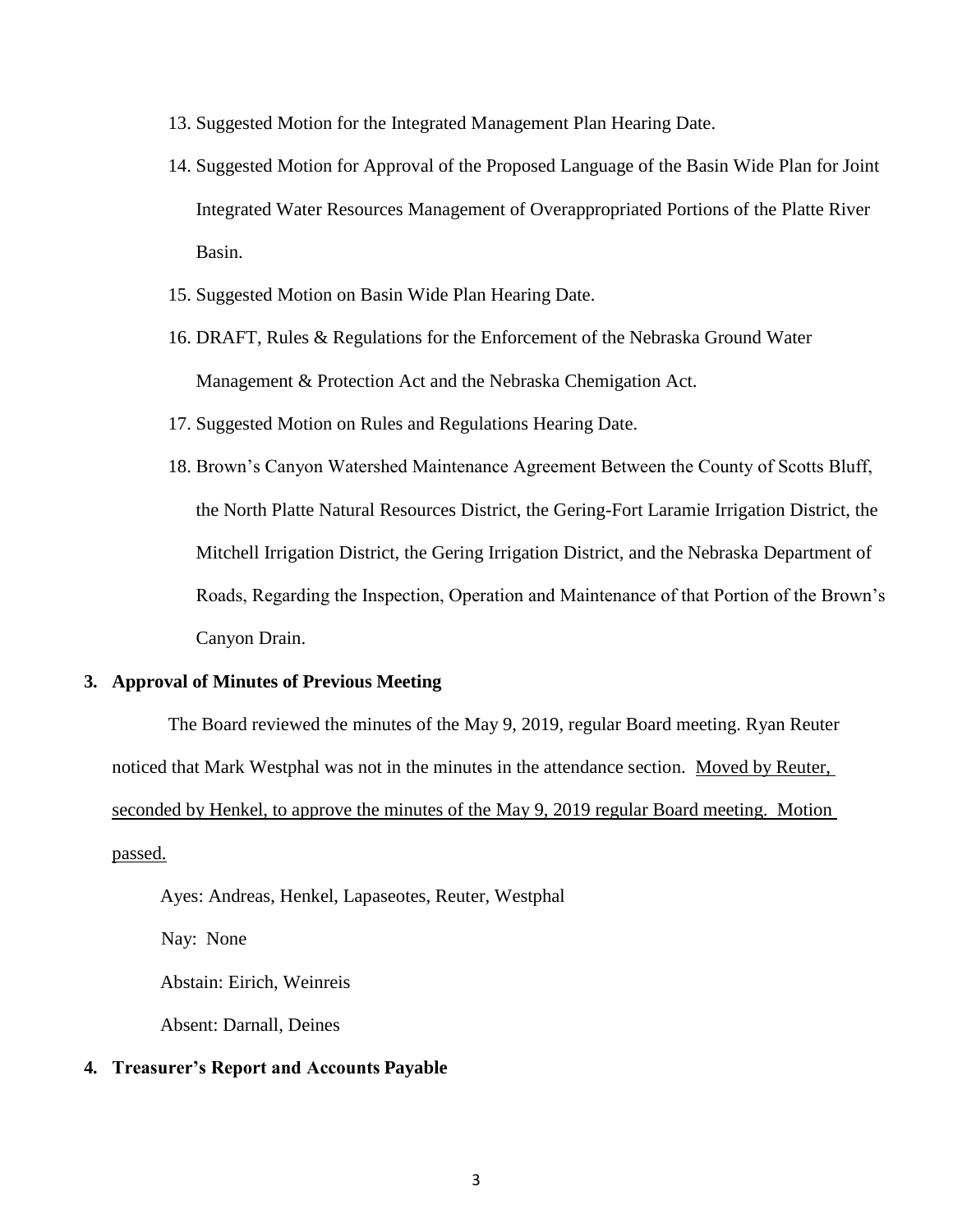13. Suggested Motion for the Integrated Management Plan Hearing Date.
14. Suggested Motion for Approval of the Proposed Language of the Basin Wide Plan for Joint Integrated Water Resources Management of Overappropriated Portions of the Platte River Basin.
15. Suggested Motion on Basin Wide Plan Hearing Date.
16. DRAFT, Rules & Regulations for the Enforcement of the Nebraska Ground Water Management & Protection Act and the Nebraska Chemigation Act.
17. Suggested Motion on Rules and Regulations Hearing Date.
18. Brown's Canyon Watershed Maintenance Agreement Between the County of Scotts Bluff, the North Platte Natural Resources District, the Gering-Fort Laramie Irrigation District, the Mitchell Irrigation District, the Gering Irrigation District, and the Nebraska Department of Roads, Regarding the Inspection, Operation and Maintenance of that Portion of the Brown's Canyon Drain.

**3. Approval of Minutes of Previous Meeting**

The Board reviewed the minutes of the May 9, 2019, regular Board meeting. Ryan Reuter noticed that Mark Westphal was not in the minutes in the attendance section. <u>Moved by Reuter, seconded by Henkel, to approve the minutes of the May 9, 2019 regular Board meeting. Motion passed.</u>

Ayes: Andreas, Henkel, Lapaseotes, Reuter, Westphal

Nay: None

Abstain: Eirich, Weinreis

Absent: Darnall, Deines

**4. Treasurer's Report and Accounts Payable**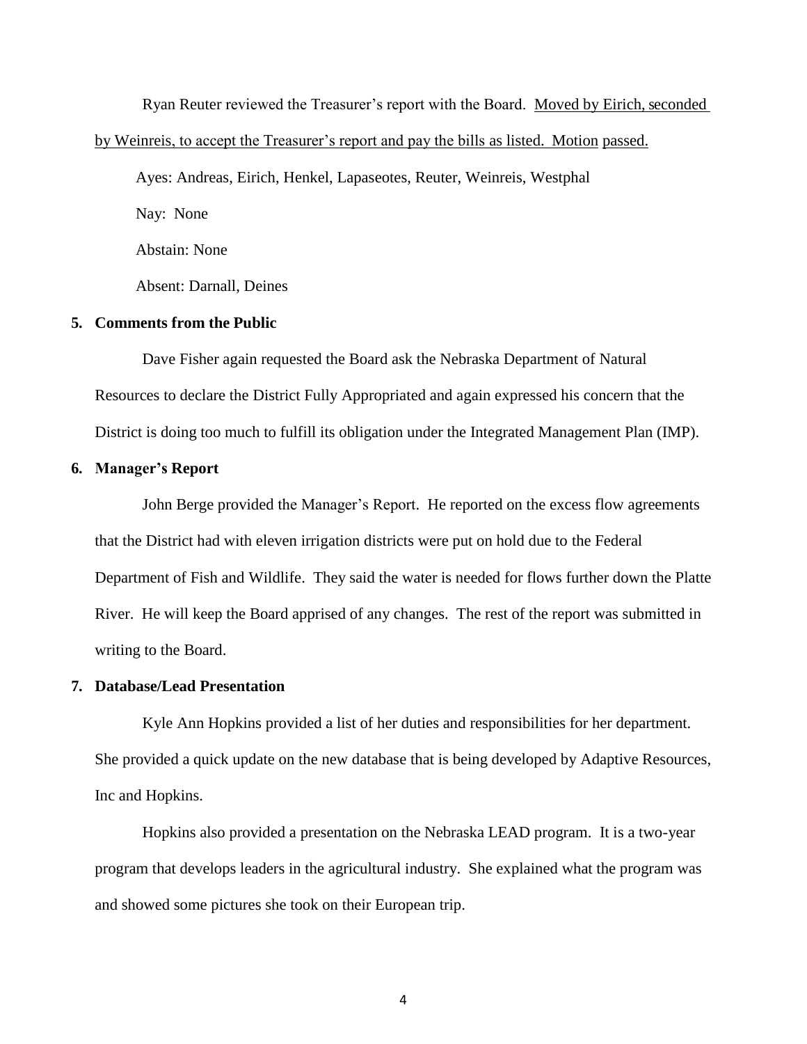Ryan Reuter reviewed the Treasurer's report with the Board. Moved by Eirich, seconded by Weinreis, to accept the Treasurer's report and pay the bills as listed. Motion passed.

Ayes: Andreas, Eirich, Henkel, Lapaseotes, Reuter, Weinreis, Westphal

Nay: None

Abstain: None

Absent: Darnall, Deines

**5. Comments from the Public**

Dave Fisher again requested the Board ask the Nebraska Department of Natural Resources to declare the District Fully Appropriated and again expressed his concern that the District is doing too much to fulfill its obligation under the Integrated Management Plan (IMP).

**6. Manager's Report**

John Berge provided the Manager's Report. He reported on the excess flow agreements that the District had with eleven irrigation districts were put on hold due to the Federal Department of Fish and Wildlife. They said the water is needed for flows further down the Platte River. He will keep the Board apprised of any changes. The rest of the report was submitted in writing to the Board.

**7. Database/Lead Presentation**

Kyle Ann Hopkins provided a list of her duties and responsibilities for her department. She provided a quick update on the new database that is being developed by Adaptive Resources, Inc and Hopkins.

Hopkins also provided a presentation on the Nebraska LEAD program. It is a two-year program that develops leaders in the agricultural industry. She explained what the program was and showed some pictures she took on their European trip.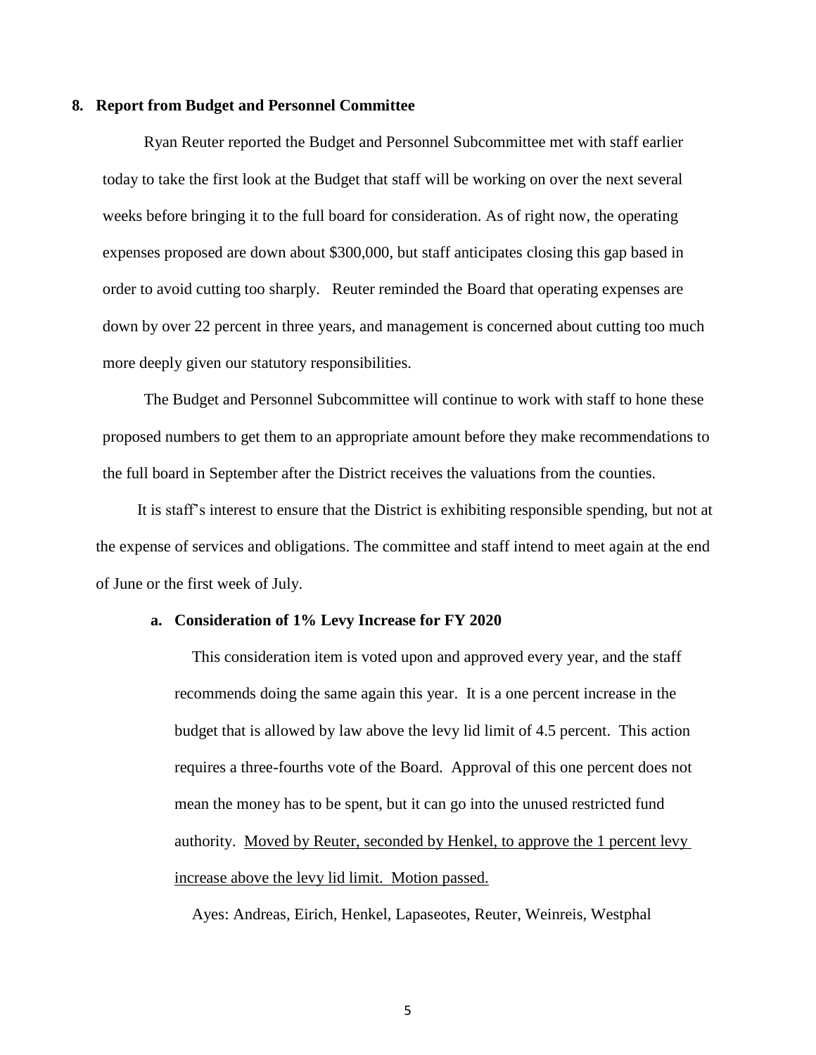**8. Report from Budget and Personnel Committee**

Ryan Reuter reported the Budget and Personnel Subcommittee met with staff earlier today to take the first look at the Budget that staff will be working on over the next several weeks before bringing it to the full board for consideration. As of right now, the operating expenses proposed are down about $300,000, but staff anticipates closing this gap based in order to avoid cutting too sharply. Reuter reminded the Board that operating expenses are down by over 22 percent in three years, and management is concerned about cutting too much more deeply given our statutory responsibilities.

The Budget and Personnel Subcommittee will continue to work with staff to hone these proposed numbers to get them to an appropriate amount before they make recommendations to the full board in September after the District receives the valuations from the counties.

It is staff's interest to ensure that the District is exhibiting responsible spending, but not at the expense of services and obligations. The committee and staff intend to meet again at the end of June or the first week of July.

**a. Consideration of 1% Levy Increase for FY 2020**

This consideration item is voted upon and approved every year, and the staff recommends doing the same again this year. It is a one percent increase in the budget that is allowed by law above the levy lid limit of 4.5 percent. This action requires a three-fourths vote of the Board. Approval of this one percent does not mean the money has to be spent, but it can go into the unused restricted fund authority. <u>Moved by Reuter, seconded by Henkel, to approve the 1 percent levy increase above the levy lid limit. Motion passed.</u>

Ayes: Andreas, Eirich, Henkel, Lapaseotes, Reuter, Weinreis, Westphal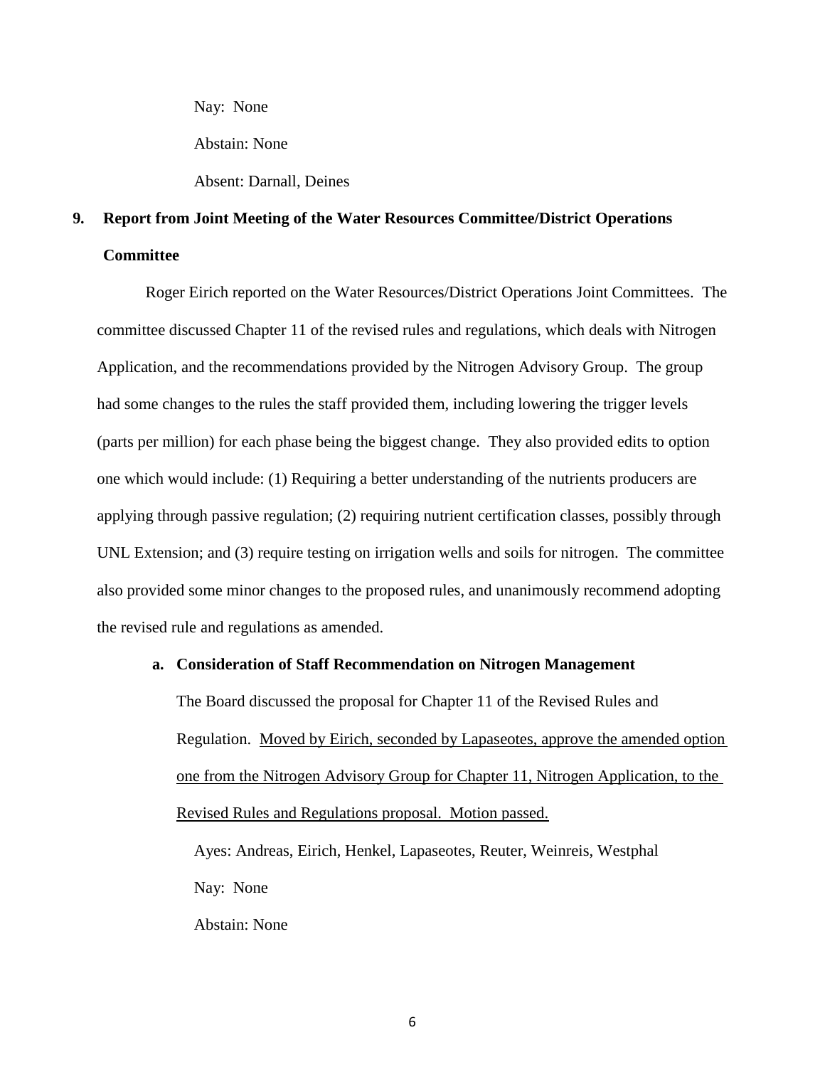Nay: None

Abstain: None

Absent: Darnall, Deines

## 9. Report from Joint Meeting of the Water Resources Committee/District Operations Committee

Roger Eirich reported on the Water Resources/District Operations Joint Committees. The committee discussed Chapter 11 of the revised rules and regulations, which deals with Nitrogen Application, and the recommendations provided by the Nitrogen Advisory Group. The group had some changes to the rules the staff provided them, including lowering the trigger levels (parts per million) for each phase being the biggest change. They also provided edits to option one which would include: (1) Requiring a better understanding of the nutrients producers are applying through passive regulation; (2) requiring nutrient certification classes, possibly through UNL Extension; and (3) require testing on irrigation wells and soils for nitrogen. The committee also provided some minor changes to the proposed rules, and unanimously recommend adopting the revised rule and regulations as amended.

### a. Consideration of Staff Recommendation on Nitrogen Management

The Board discussed the proposal for Chapter 11 of the Revised Rules and Regulation. <u>Moved by Eirich, seconded by Lapaseotes, approve the amended option one from the Nitrogen Advisory Group for Chapter 11, Nitrogen Application, to the Revised Rules and Regulations proposal. Motion passed.</u>

Ayes: Andreas, Eirich, Henkel, Lapaseotes, Reuter, Weinreis, Westphal

Nay: None

Abstain: None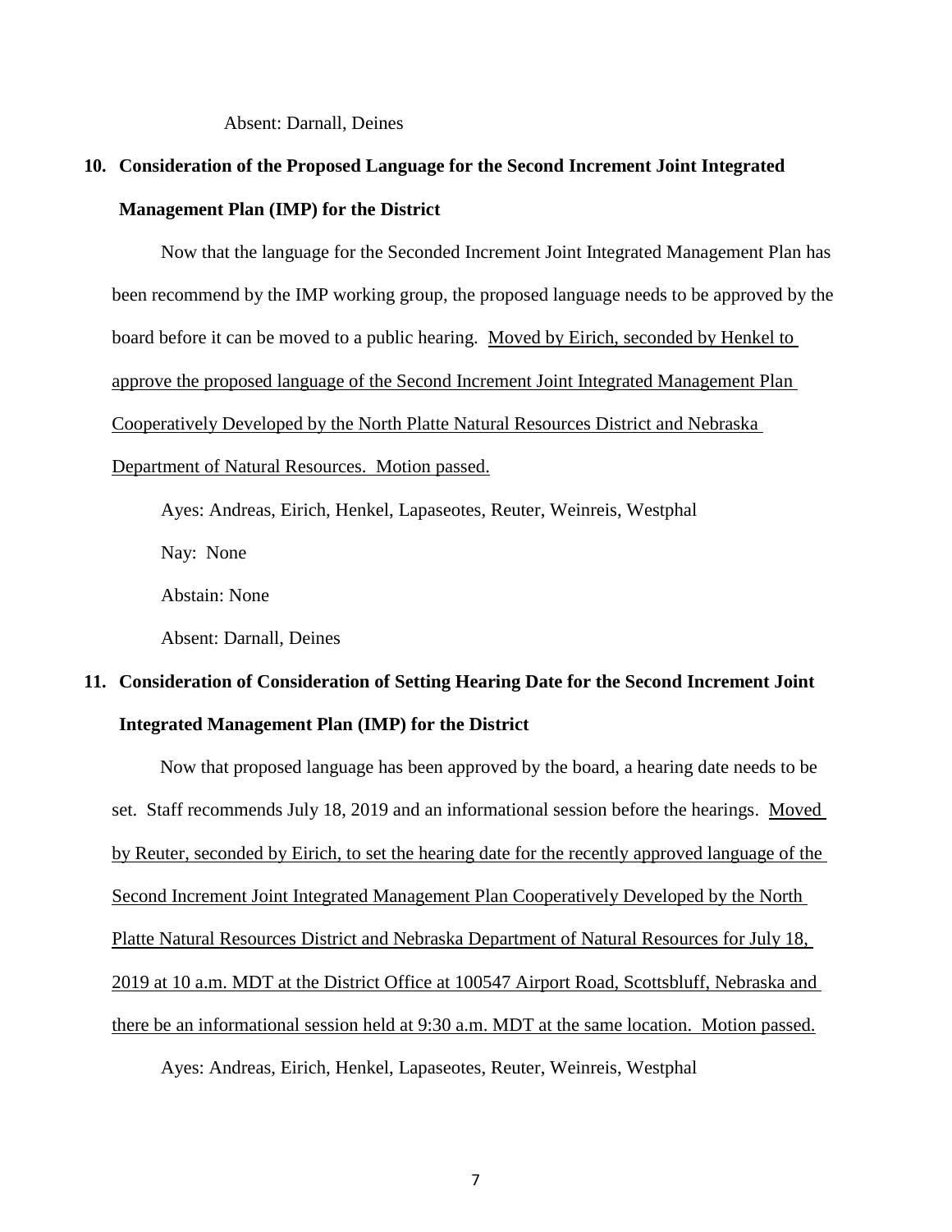Absent: Darnall, Deines

**10. Consideration of the Proposed Language for the Second Increment Joint Integrated Management Plan (IMP) for the District**

Now that the language for the Seconded Increment Joint Integrated Management Plan has been recommend by the IMP working group, the proposed language needs to be approved by the board before it can be moved to a public hearing. Moved by Eirich, seconded by Henkel to approve the proposed language of the Second Increment Joint Integrated Management Plan Cooperatively Developed by the North Platte Natural Resources District and Nebraska Department of Natural Resources. Motion passed.

Ayes: Andreas, Eirich, Henkel, Lapaseotes, Reuter, Weinreis, Westphal

Nay: None

Abstain: None

Absent: Darnall, Deines

**11. Consideration of Consideration of Setting Hearing Date for the Second Increment Joint Integrated Management Plan (IMP) for the District**

Now that proposed language has been approved by the board, a hearing date needs to be set. Staff recommends July 18, 2019 and an informational session before the hearings. Moved by Reuter, seconded by Eirich, to set the hearing date for the recently approved language of the Second Increment Joint Integrated Management Plan Cooperatively Developed by the North Platte Natural Resources District and Nebraska Department of Natural Resources for July 18, 2019 at 10 a.m. MDT at the District Office at 100547 Airport Road, Scottsbluff, Nebraska and there be an informational session held at 9:30 a.m. MDT at the same location. Motion passed.

Ayes: Andreas, Eirich, Henkel, Lapaseotes, Reuter, Weinreis, Westphal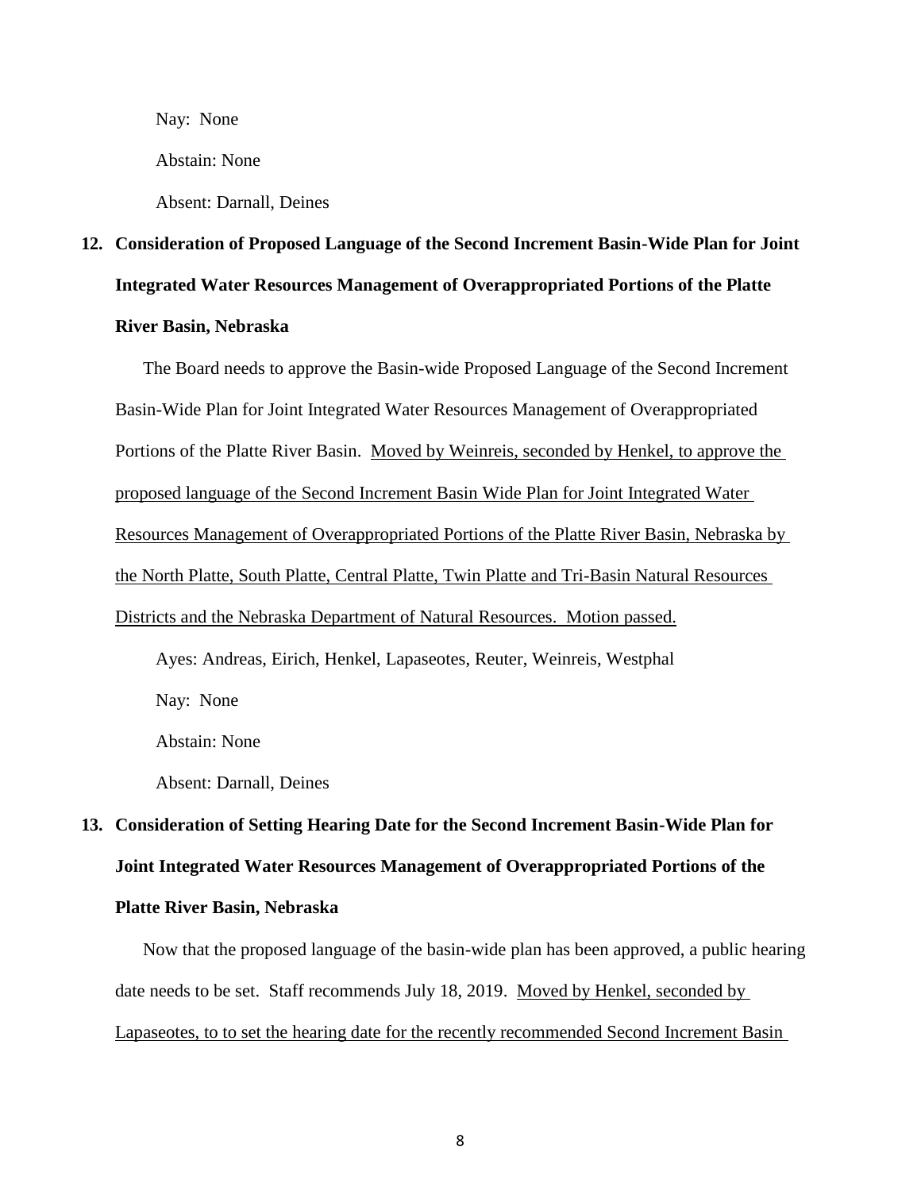Nay: None

Abstain: None

Absent: Darnall, Deines

**12. Consideration of Proposed Language of the Second Increment Basin-Wide Plan for Joint Integrated Water Resources Management of Overappropriated Portions of the Platte River Basin, Nebraska**

The Board needs to approve the Basin-wide Proposed Language of the Second Increment Basin-Wide Plan for Joint Integrated Water Resources Management of Overappropriated Portions of the Platte River Basin. <u>Moved by Weinreis, seconded by Henkel, to approve the proposed language of the Second Increment Basin Wide Plan for Joint Integrated Water Resources Management of Overappropriated Portions of the Platte River Basin, Nebraska by the North Platte, South Platte, Central Platte, Twin Platte and Tri-Basin Natural Resources Districts and the Nebraska Department of Natural Resources. Motion passed.</u>

Ayes: Andreas, Eirich, Henkel, Lapaseotes, Reuter, Weinreis, Westphal

Nay: None

Abstain: None

Absent: Darnall, Deines

**13. Consideration of Setting Hearing Date for the Second Increment Basin-Wide Plan for Joint Integrated Water Resources Management of Overappropriated Portions of the Platte River Basin, Nebraska**

Now that the proposed language of the basin-wide plan has been approved, a public hearing date needs to be set. Staff recommends July 18, 2019. <u>Moved by Henkel, seconded by Lapaseotes, to to set the hearing date for the recently recommended Second Increment Basin</u>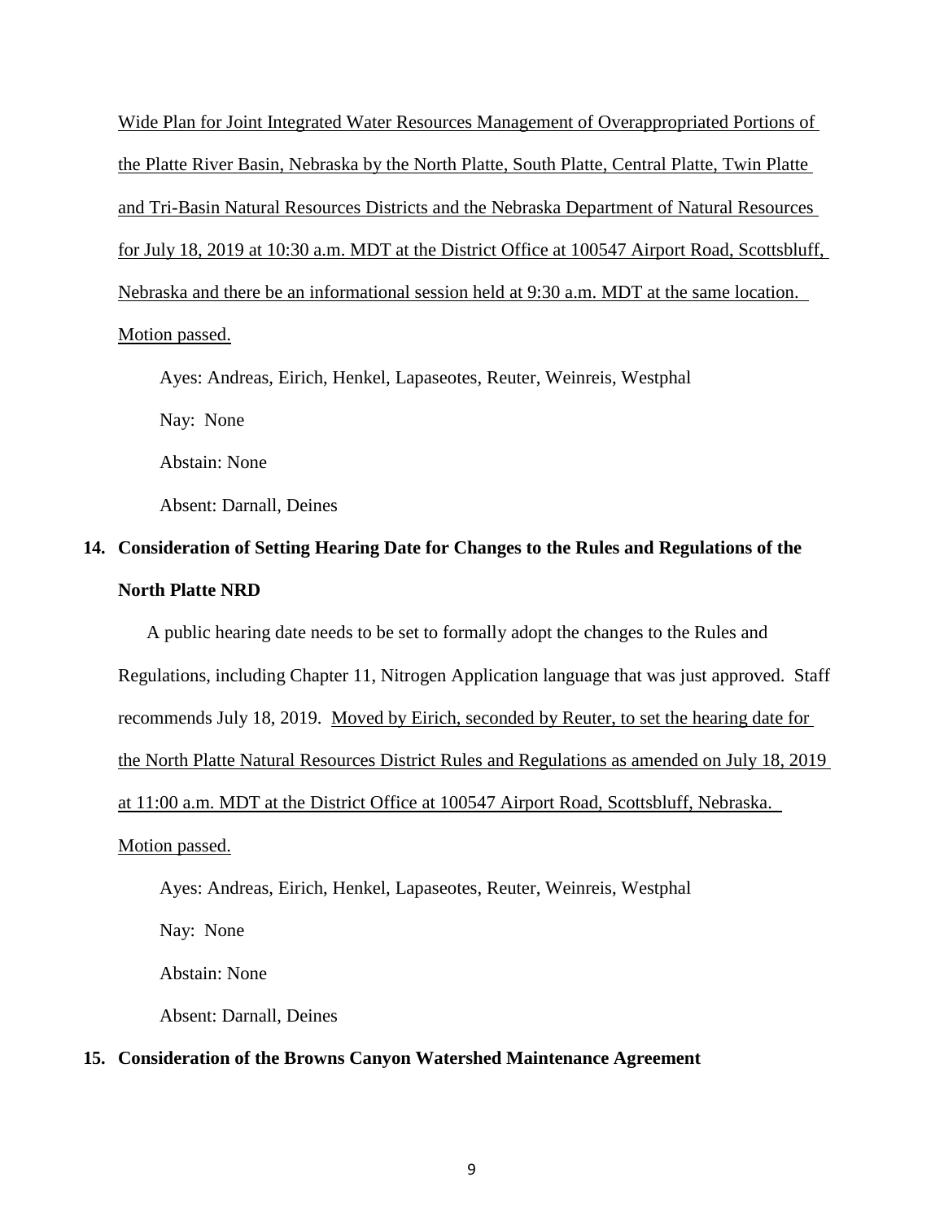Wide Plan for Joint Integrated Water Resources Management of Overappropriated Portions of the Platte River Basin, Nebraska by the North Platte, South Platte, Central Platte, Twin Platte and Tri-Basin Natural Resources Districts and the Nebraska Department of Natural Resources for July 18, 2019 at 10:30 a.m. MDT at the District Office at 100547 Airport Road, Scottsbluff, Nebraska and there be an informational session held at 9:30 a.m. MDT at the same location. Motion passed.

Ayes: Andreas, Eirich, Henkel, Lapaseotes, Reuter, Weinreis, Westphal

Nay: None

Abstain: None

Absent: Darnall, Deines

**14. Consideration of Setting Hearing Date for Changes to the Rules and Regulations of the North Platte NRD**

A public hearing date needs to be set to formally adopt the changes to the Rules and Regulations, including Chapter 11, Nitrogen Application language that was just approved. Staff recommends July 18, 2019. Moved by Eirich, seconded by Reuter, to set the hearing date for the North Platte Natural Resources District Rules and Regulations as amended on July 18, 2019 at 11:00 a.m. MDT at the District Office at 100547 Airport Road, Scottsbluff, Nebraska. Motion passed.

Ayes: Andreas, Eirich, Henkel, Lapaseotes, Reuter, Weinreis, Westphal

Nay: None

Abstain: None

Absent: Darnall, Deines

**15. Consideration of the Browns Canyon Watershed Maintenance Agreement**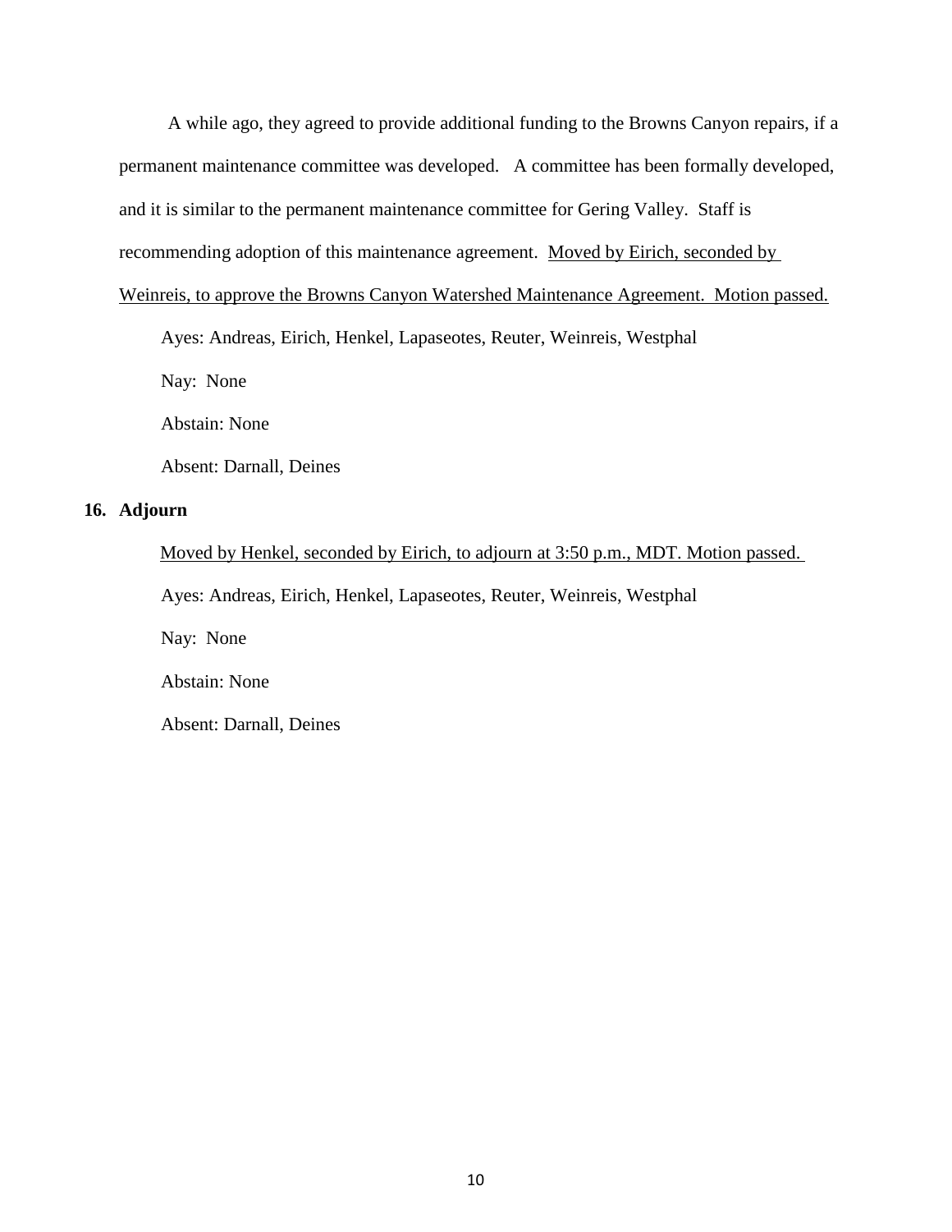A while ago, they agreed to provide additional funding to the Browns Canyon repairs, if a permanent maintenance committee was developed. A committee has been formally developed, and it is similar to the permanent maintenance committee for Gering Valley. Staff is recommending adoption of this maintenance agreement. <u>Moved by Eirich, seconded by Weinreis, to approve the Browns Canyon Watershed Maintenance Agreement. Motion passed.</u>

Ayes: Andreas, Eirich, Henkel, Lapaseotes, Reuter, Weinreis, Westphal

Nay: None

Abstain: None

Absent: Darnall, Deines

**16. Adjourn**

<u>Moved by Henkel, seconded by Eirich, to adjourn at 3:50 p.m., MDT. Motion passed.</u>

Ayes: Andreas, Eirich, Henkel, Lapaseotes, Reuter, Weinreis, Westphal

Nay: None

Abstain: None

Absent: Darnall, Deines